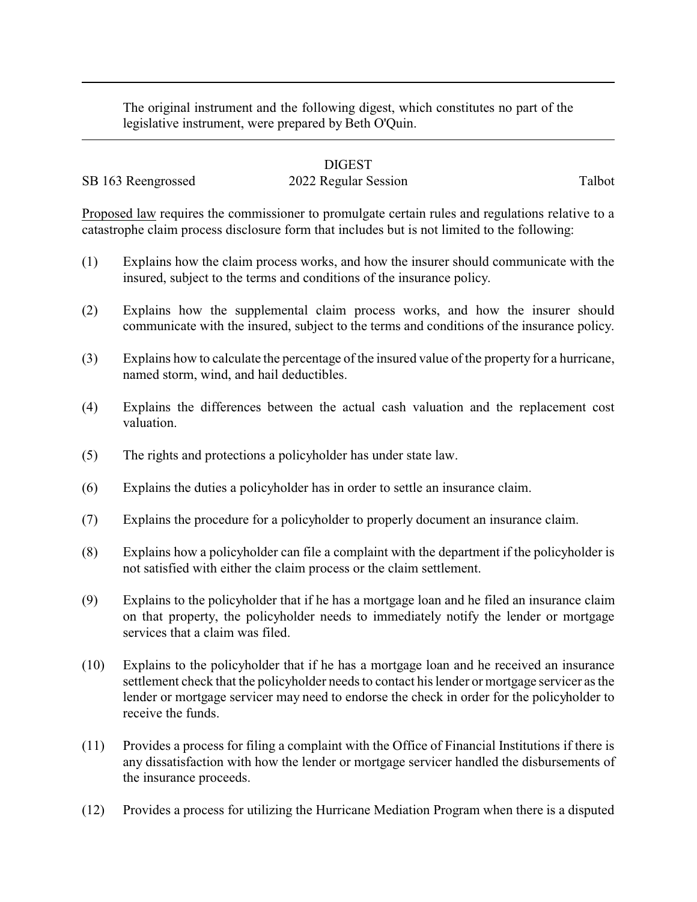The original instrument and the following digest, which constitutes no part of the legislative instrument, were prepared by Beth O'Quin.

DIGEST

SB 163 Reengrossed 2022 Regular Session Talbot

Proposed law requires the commissioner to promulgate certain rules and regulations relative to a catastrophe claim process disclosure form that includes but is not limited to the following:

(1) Explains how the claim process works, and how the insurer should communicate with the insured, subject to the terms and conditions of the insurance policy.

(2) Explains how the supplemental claim process works, and how the insurer should communicate with the insured, subject to the terms and conditions of the insurance policy.

(3) Explains how to calculate the percentage of the insured value of the property for a hurricane, named storm, wind, and hail deductibles.

(4) Explains the differences between the actual cash valuation and the replacement cost valuation.

(5) The rights and protections a policyholder has under state law.

(6) Explains the duties a policyholder has in order to settle an insurance claim.

(7) Explains the procedure for a policyholder to properly document an insurance claim.

(8) Explains how a policyholder can file a complaint with the department if the policyholder is not satisfied with either the claim process or the claim settlement.

(9) Explains to the policyholder that if he has a mortgage loan and he filed an insurance claim on that property, the policyholder needs to immediately notify the lender or mortgage services that a claim was filed.

(10) Explains to the policyholder that if he has a mortgage loan and he received an insurance settlement check that the policyholder needs to contact his lender or mortgage servicer as the lender or mortgage servicer may need to endorse the check in order for the policyholder to receive the funds.

(11) Provides a process for filing a complaint with the Office of Financial Institutions if there is any dissatisfaction with how the lender or mortgage servicer handled the disbursements of the insurance proceeds.

(12) Provides a process for utilizing the Hurricane Mediation Program when there is a disputed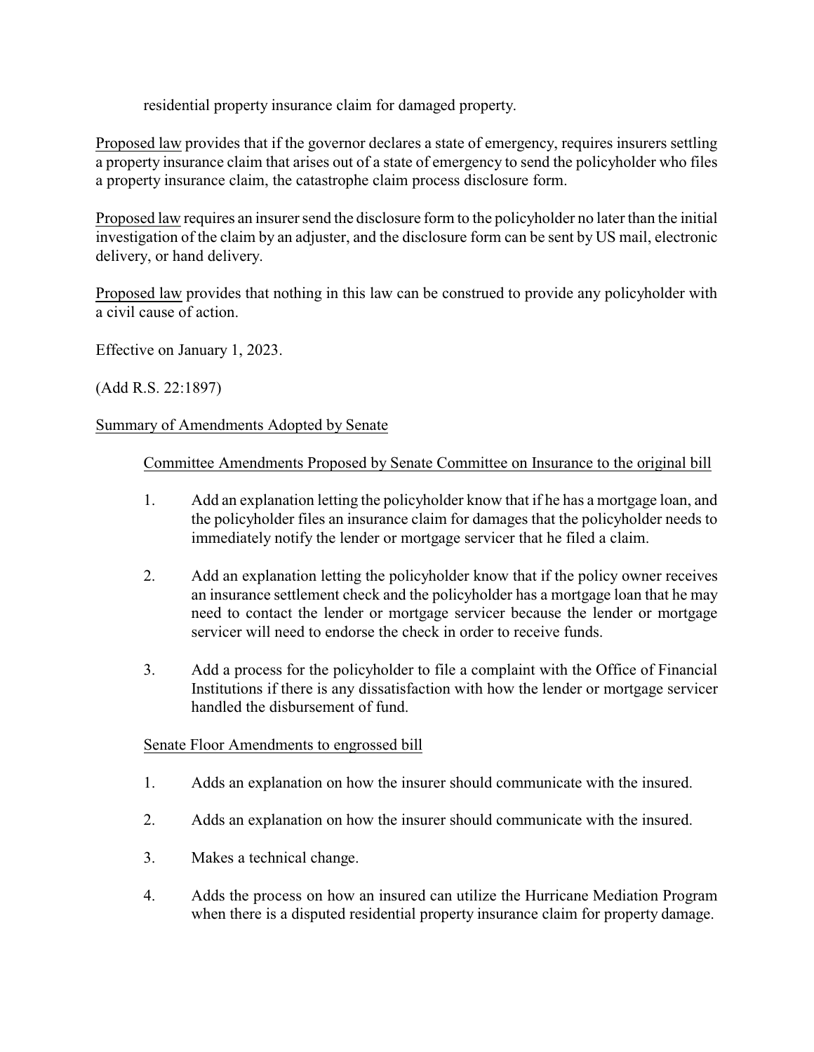residential property insurance claim for damaged property.

Proposed law provides that if the governor declares a state of emergency, requires insurers settling a property insurance claim that arises out of a state of emergency to send the policyholder who files a property insurance claim, the catastrophe claim process disclosure form.

Proposed law requires an insurer send the disclosure form to the policyholder no later than the initial investigation of the claim by an adjuster, and the disclosure form can be sent by US mail, electronic delivery, or hand delivery.

Proposed law provides that nothing in this law can be construed to provide any policyholder with a civil cause of action.

Effective on January 1, 2023.

(Add R.S. 22:1897)

Summary of Amendments Adopted by Senate

Committee Amendments Proposed by Senate Committee on Insurance to the original bill

1. Add an explanation letting the policyholder know that if he has a mortgage loan, and the policyholder files an insurance claim for damages that the policyholder needs to immediately notify the lender or mortgage servicer that he filed a claim.

2. Add an explanation letting the policyholder know that if the policy owner receives an insurance settlement check and the policyholder has a mortgage loan that he may need to contact the lender or mortgage servicer because the lender or mortgage servicer will need to endorse the check in order to receive funds.

3. Add a process for the policyholder to file a complaint with the Office of Financial Institutions if there is any dissatisfaction with how the lender or mortgage servicer handled the disbursement of fund.

Senate Floor Amendments to engrossed bill

1. Adds an explanation on how the insurer should communicate with the insured.

2. Adds an explanation on how the insurer should communicate with the insured.

3. Makes a technical change.

4. Adds the process on how an insured can utilize the Hurricane Mediation Program when there is a disputed residential property insurance claim for property damage.